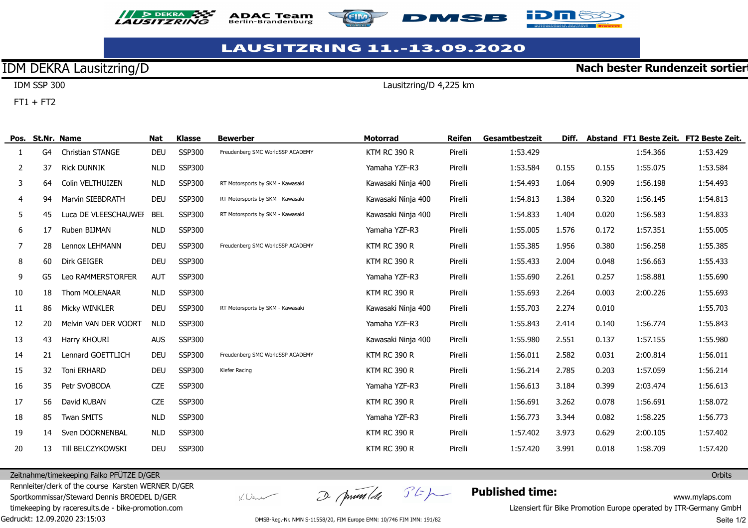# LAUSITZRING 11.-13.09.2020

## IDM DEKRA Lausitzring/D

**Nach bester Rundenzeit sortiert**

IDM SSP 300

Lausitzring/D 4,225 km

FT1 + FT2

| Pos. | St.Nr. | Name | Nat | Klasse | Bewerber | Motorrad | Reifen | Gesamtbestzeit | Diff. | Abstand | FT1 Beste Zeit. | FT2 Beste Zeit. |
|---|---|---|---|---|---|---|---|---|---|---|---|---|
| 1 | G4 | Christian STANGE | DEU | SSP300 | Freudenberg SMC WorldSSP ACADEMY | KTM RC 390 R | Pirelli | 1:53.429 | | | 1:54.366 | 1:53.429 |
| 2 | 37 | Rick DUNNIK | NLD | SSP300 | | Yamaha YZF-R3 | Pirelli | 1:53.584 | 0.155 | 0.155 | 1:55.075 | 1:53.584 |
| 3 | 64 | Colin VELTHUIZEN | NLD | SSP300 | RT Motorsports by SKM - Kawasaki | Kawasaki Ninja 400 | Pirelli | 1:54.493 | 1.064 | 0.909 | 1:56.198 | 1:54.493 |
| 4 | 94 | Marvin SIEBDRATH | DEU | SSP300 | RT Motorsports by SKM - Kawasaki | Kawasaki Ninja 400 | Pirelli | 1:54.813 | 1.384 | 0.320 | 1:56.145 | 1:54.813 |
| 5 | 45 | Luca DE VLEESCHAUWEI | BEL | SSP300 | RT Motorsports by SKM - Kawasaki | Kawasaki Ninja 400 | Pirelli | 1:54.833 | 1.404 | 0.020 | 1:56.583 | 1:54.833 |
| 6 | 17 | Ruben BIJMAN | NLD | SSP300 | | Yamaha YZF-R3 | Pirelli | 1:55.005 | 1.576 | 0.172 | 1:57.351 | 1:55.005 |
| 7 | 28 | Lennox LEHMANN | DEU | SSP300 | Freudenberg SMC WorldSSP ACADEMY | KTM RC 390 R | Pirelli | 1:55.385 | 1.956 | 0.380 | 1:56.258 | 1:55.385 |
| 8 | 60 | Dirk GEIGER | DEU | SSP300 | | KTM RC 390 R | Pirelli | 1:55.433 | 2.004 | 0.048 | 1:56.663 | 1:55.433 |
| 9 | G5 | Leo RAMMERSTORFER | AUT | SSP300 | | Yamaha YZF-R3 | Pirelli | 1:55.690 | 2.261 | 0.257 | 1:58.881 | 1:55.690 |
| 10 | 18 | Thom MOLENAAR | NLD | SSP300 | | KTM RC 390 R | Pirelli | 1:55.693 | 2.264 | 0.003 | 2:00.226 | 1:55.693 |
| 11 | 86 | Micky WINKLER | DEU | SSP300 | RT Motorsports by SKM - Kawasaki | Kawasaki Ninja 400 | Pirelli | 1:55.703 | 2.274 | 0.010 | | 1:55.703 |
| 12 | 20 | Melvin VAN DER VOORT | NLD | SSP300 | | Yamaha YZF-R3 | Pirelli | 1:55.843 | 2.414 | 0.140 | 1:56.774 | 1:55.843 |
| 13 | 43 | Harry KHOURI | AUS | SSP300 | | Kawasaki Ninja 400 | Pirelli | 1:55.980 | 2.551 | 0.137 | 1:57.155 | 1:55.980 |
| 14 | 21 | Lennard GOETTLICH | DEU | SSP300 | Freudenberg SMC WorldSSP ACADEMY | KTM RC 390 R | Pirelli | 1:56.011 | 2.582 | 0.031 | 2:00.814 | 1:56.011 |
| 15 | 32 | Toni ERHARD | DEU | SSP300 | Kiefer Racing | KTM RC 390 R | Pirelli | 1:56.214 | 2.785 | 0.203 | 1:57.059 | 1:56.214 |
| 16 | 35 | Petr SVOBODA | CZE | SSP300 | | Yamaha YZF-R3 | Pirelli | 1:56.613 | 3.184 | 0.399 | 2:03.474 | 1:56.613 |
| 17 | 56 | David KUBAN | CZE | SSP300 | | KTM RC 390 R | Pirelli | 1:56.691 | 3.262 | 0.078 | 1:56.691 | 1:58.072 |
| 18 | 85 | Twan SMITS | NLD | SSP300 | | Yamaha YZF-R3 | Pirelli | 1:56.773 | 3.344 | 0.082 | 1:58.225 | 1:56.773 |
| 19 | 14 | Sven DOORNENBAL | NLD | SSP300 | | KTM RC 390 R | Pirelli | 1:57.402 | 3.973 | 0.629 | 2:00.105 | 1:57.402 |
| 20 | 13 | Till BELCZYKOWSKI | DEU | SSP300 | | KTM RC 390 R | Pirelli | 1:57.420 | 3.991 | 0.018 | 1:58.709 | 1:57.420 |

Zeitnahme/timekeeping Falko PFÜTZE D/GER

Orbits

Rennleiter/clerk of the course Karsten WERNER D/GER

Sportkommissar/Steward Dennis BROEDEL D/GER

timekeeping by raceresults.de - bike-promotion.com

**Published time:**

www.mylaps.com

Lizensiert für Bike Promotion Europe operated by ITR-Germany GmbH

Gedruckt: 12.09.2020 23:15:03

DMSB-Reg.-Nr. NMN S-11558/20, FIM Europe EMN: 10/746 FIM IMN: 191/82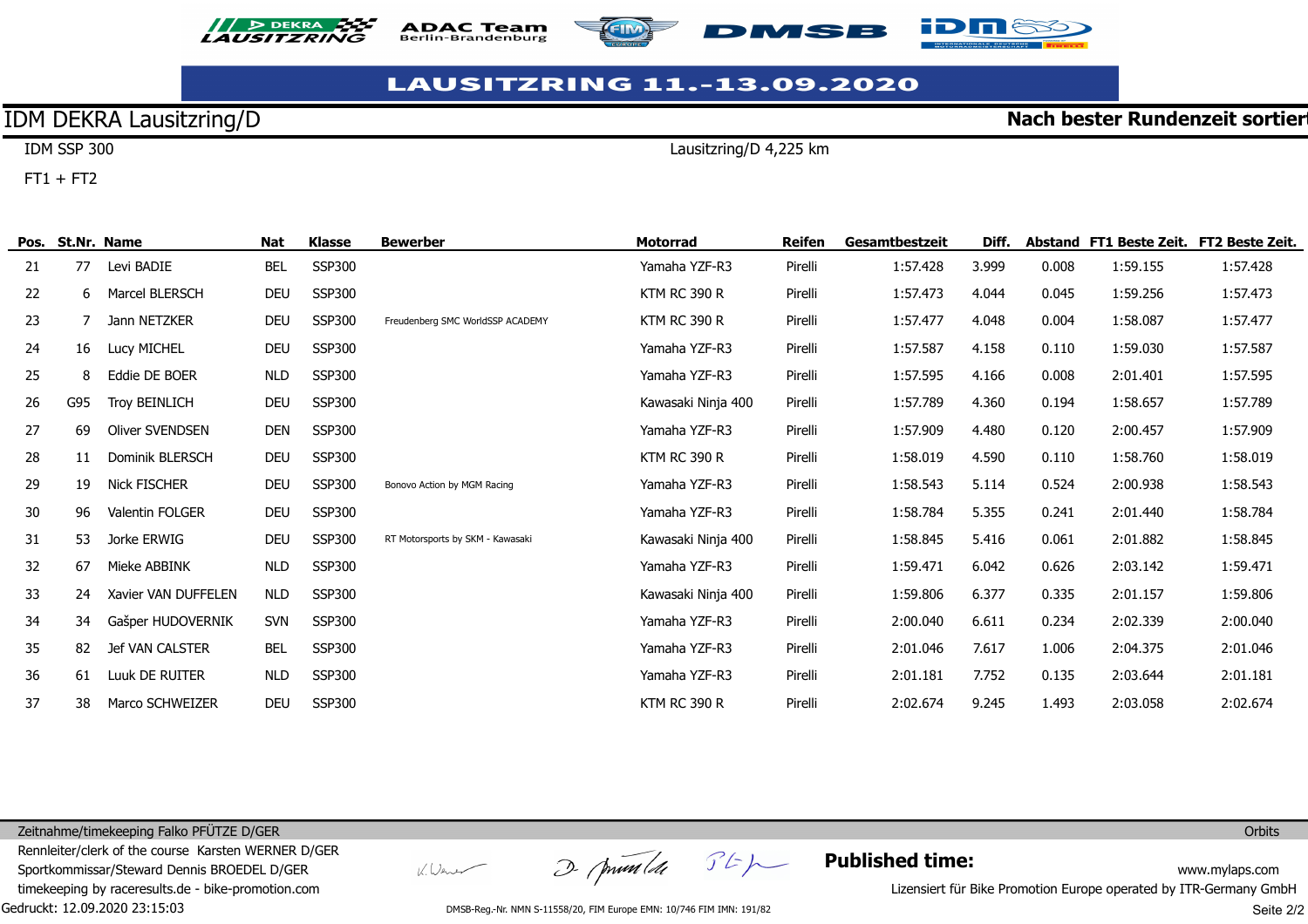LAUSITZRING 11.-13.09.2020

# IDM DEKRA Lausitzring/D

**Nach bester Rundenzeit sortiert**

IDM SSP 300

Lausitzring/D 4,225 km

FT1 + FT2

| Pos. | St.Nr. | Name | Nat | Klasse | Bewerber | Motorrad | Reifen | Gesamtbestzeit | Diff. | Abstand | FT1 Beste Zeit. | FT2 Beste Zeit. |
|---|---|---|---|---|---|---|---|---|---|---|---|---|
| 21 | 77 | Levi BADIE | BEL | SSP300 | | Yamaha YZF-R3 | Pirelli | 1:57.428 | 3.999 | 0.008 | 1:59.155 | 1:57.428 |
| 22 | 6 | Marcel BLERSCH | DEU | SSP300 | | KTM RC 390 R | Pirelli | 1:57.473 | 4.044 | 0.045 | 1:59.256 | 1:57.473 |
| 23 | 7 | Jann NETZKER | DEU | SSP300 | Freudenberg SMC WorldSSP ACADEMY | KTM RC 390 R | Pirelli | 1:57.477 | 4.048 | 0.004 | 1:58.087 | 1:57.477 |
| 24 | 16 | Lucy MICHEL | DEU | SSP300 | | Yamaha YZF-R3 | Pirelli | 1:57.587 | 4.158 | 0.110 | 1:59.030 | 1:57.587 |
| 25 | 8 | Eddie DE BOER | NLD | SSP300 | | Yamaha YZF-R3 | Pirelli | 1:57.595 | 4.166 | 0.008 | 2:01.401 | 1:57.595 |
| 26 | G95 | Troy BEINLICH | DEU | SSP300 | | Kawasaki Ninja 400 | Pirelli | 1:57.789 | 4.360 | 0.194 | 1:58.657 | 1:57.789 |
| 27 | 69 | Oliver SVENDSEN | DEN | SSP300 | | Yamaha YZF-R3 | Pirelli | 1:57.909 | 4.480 | 0.120 | 2:00.457 | 1:57.909 |
| 28 | 11 | Dominik BLERSCH | DEU | SSP300 | | KTM RC 390 R | Pirelli | 1:58.019 | 4.590 | 0.110 | 1:58.760 | 1:58.019 |
| 29 | 19 | Nick FISCHER | DEU | SSP300 | Bonovo Action by MGM Racing | Yamaha YZF-R3 | Pirelli | 1:58.543 | 5.114 | 0.524 | 2:00.938 | 1:58.543 |
| 30 | 96 | Valentin FOLGER | DEU | SSP300 | | Yamaha YZF-R3 | Pirelli | 1:58.784 | 5.355 | 0.241 | 2:01.440 | 1:58.784 |
| 31 | 53 | Jorke ERWIG | DEU | SSP300 | RT Motorsports by SKM - Kawasaki | Kawasaki Ninja 400 | Pirelli | 1:58.845 | 5.416 | 0.061 | 2:01.882 | 1:58.845 |
| 32 | 67 | Mieke ABBINK | NLD | SSP300 | | Yamaha YZF-R3 | Pirelli | 1:59.471 | 6.042 | 0.626 | 2:03.142 | 1:59.471 |
| 33 | 24 | Xavier VAN DUFFELEN | NLD | SSP300 | | Kawasaki Ninja 400 | Pirelli | 1:59.806 | 6.377 | 0.335 | 2:01.157 | 1:59.806 |
| 34 | 34 | Gašper HUDOVERNIK | SVN | SSP300 | | Yamaha YZF-R3 | Pirelli | 2:00.040 | 6.611 | 0.234 | 2:02.339 | 2:00.040 |
| 35 | 82 | Jef VAN CALSTER | BEL | SSP300 | | Yamaha YZF-R3 | Pirelli | 2:01.046 | 7.617 | 1.006 | 2:04.375 | 2:01.046 |
| 36 | 61 | Luuk DE RUITER | NLD | SSP300 | | Yamaha YZF-R3 | Pirelli | 2:01.181 | 7.752 | 0.135 | 2:03.644 | 2:01.181 |
| 37 | 38 | Marco SCHWEIZER | DEU | SSP300 | | KTM RC 390 R | Pirelli | 2:02.674 | 9.245 | 1.493 | 2:03.058 | 2:02.674 |

Zeitnahme/timekeeping Falko PFÜTZE D/GER

Rennleiter/clerk of the course Karsten WERNER D/GER

Sportkommissar/Steward Dennis BROEDEL D/GER

timekeeping by raceresults.de - bike-promotion.com

Gedruckt: 12.09.2020 23:15:03

DMSB-Reg.-Nr. NMN S-11558/20, FIM Europe EMN: 10/746 FIM IMN: 191/82

**Published time:**

Orbits

www.mylaps.com

Lizensiert für Bike Promotion Europe operated by ITR-Germany GmbH